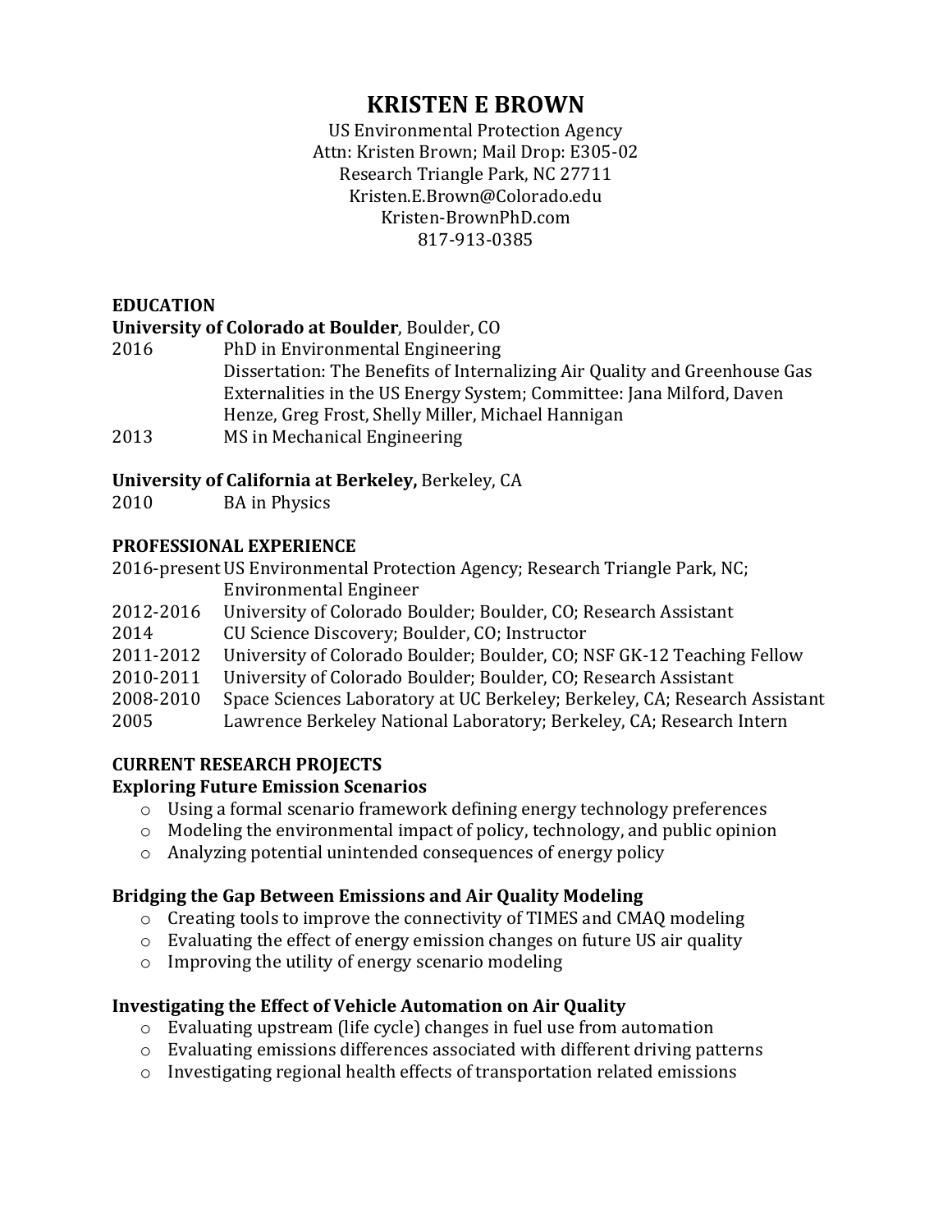# KRISTEN E BROWN

US Environmental Protection Agency
Attn: Kristen Brown; Mail Drop: E305-02
Research Triangle Park, NC 27711
Kristen.E.Brown@Colorado.edu
Kristen-BrownPhD.com
817-913-0385

## EDUCATION

**University of Colorado at Boulder**, Boulder, CO

2016 PhD in Environmental Engineering
Dissertation: The Benefits of Internalizing Air Quality and Greenhouse Gas Externalities in the US Energy System; Committee: Jana Milford, Daven Henze, Greg Frost, Shelly Miller, Michael Hannigan

2013 MS in Mechanical Engineering

**University of California at Berkeley,** Berkeley, CA

2010 BA in Physics

## PROFESSIONAL EXPERIENCE

2016-present US Environmental Protection Agency; Research Triangle Park, NC; Environmental Engineer

2012-2016 University of Colorado Boulder; Boulder, CO; Research Assistant

2014 CU Science Discovery; Boulder, CO; Instructor

2011-2012 University of Colorado Boulder; Boulder, CO; NSF GK-12 Teaching Fellow

2010-2011 University of Colorado Boulder; Boulder, CO; Research Assistant

2008-2010 Space Sciences Laboratory at UC Berkeley; Berkeley, CA; Research Assistant

2005 Lawrence Berkeley National Laboratory; Berkeley, CA; Research Intern

## CURRENT RESEARCH PROJECTS

### Exploring Future Emission Scenarios

- Using a formal scenario framework defining energy technology preferences
- Modeling the environmental impact of policy, technology, and public opinion
- Analyzing potential unintended consequences of energy policy

### Bridging the Gap Between Emissions and Air Quality Modeling

- Creating tools to improve the connectivity of TIMES and CMAQ modeling
- Evaluating the effect of energy emission changes on future US air quality
- Improving the utility of energy scenario modeling

### Investigating the Effect of Vehicle Automation on Air Quality

- Evaluating upstream (life cycle) changes in fuel use from automation
- Evaluating emissions differences associated with different driving patterns
- Investigating regional health effects of transportation related emissions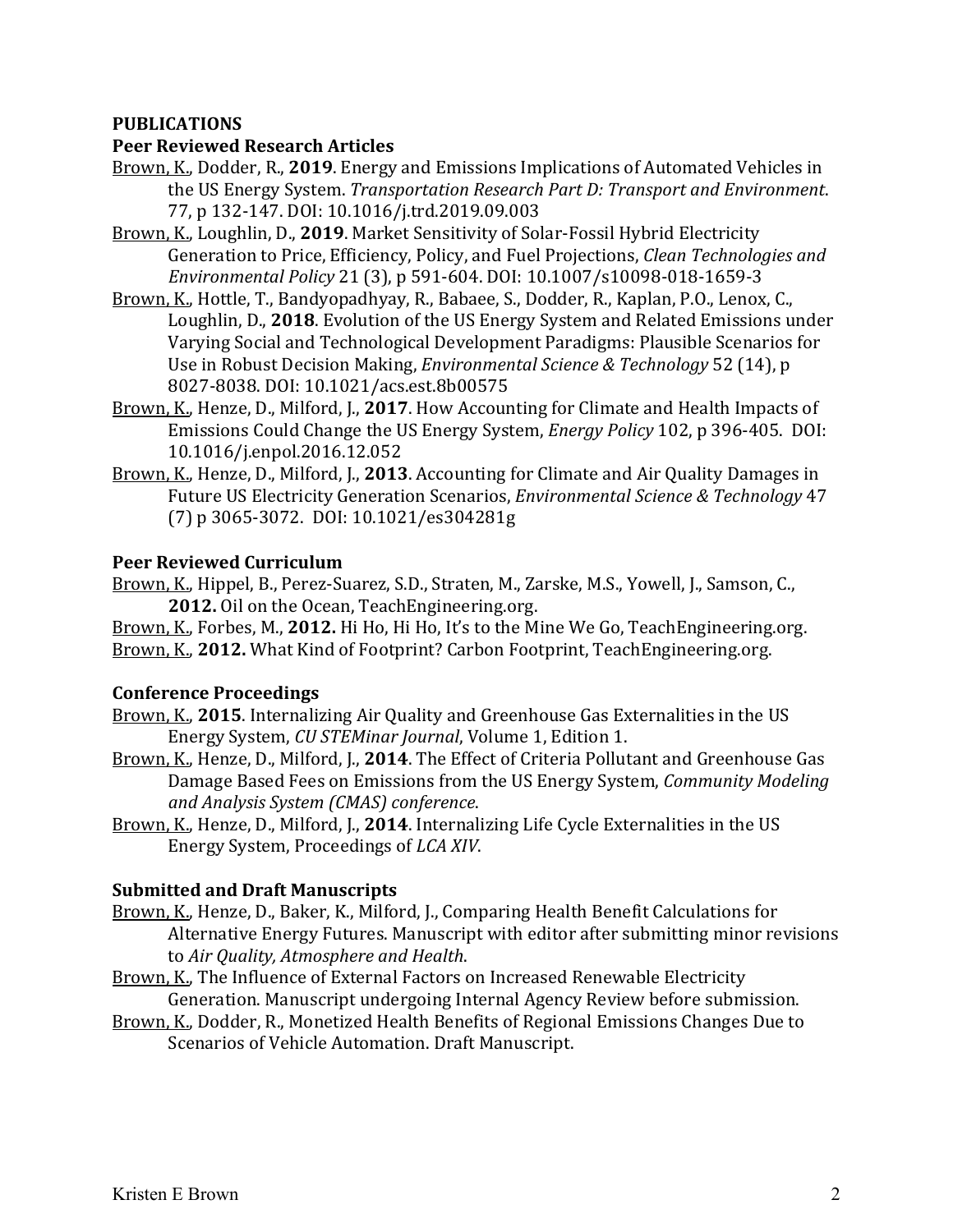## PUBLICATIONS

### Peer Reviewed Research Articles

<u>Brown, K.</u>, Dodder, R., **2019**. Energy and Emissions Implications of Automated Vehicles in the US Energy System. *Transportation Research Part D: Transport and Environment*. 77, p 132-147. DOI: 10.1016/j.trd.2019.09.003

<u>Brown, K.</u>, Loughlin, D., **2019**. Market Sensitivity of Solar-Fossil Hybrid Electricity Generation to Price, Efficiency, Policy, and Fuel Projections, *Clean Technologies and Environmental Policy* 21 (3), p 591-604. DOI: 10.1007/s10098-018-1659-3

<u>Brown, K.</u>, Hottle, T., Bandyopadhyay, R., Babaee, S., Dodder, R., Kaplan, P.O., Lenox, C., Loughlin, D., **2018**. Evolution of the US Energy System and Related Emissions under Varying Social and Technological Development Paradigms: Plausible Scenarios for Use in Robust Decision Making, *Environmental Science & Technology* 52 (14), p 8027-8038. DOI: 10.1021/acs.est.8b00575

<u>Brown, K.</u>, Henze, D., Milford, J., **2017**. How Accounting for Climate and Health Impacts of Emissions Could Change the US Energy System, *Energy Policy* 102, p 396-405. DOI: 10.1016/j.enpol.2016.12.052

<u>Brown, K.</u>, Henze, D., Milford, J., **2013**. Accounting for Climate and Air Quality Damages in Future US Electricity Generation Scenarios, *Environmental Science & Technology* 47 (7) p 3065-3072. DOI: 10.1021/es304281g

### Peer Reviewed Curriculum

<u>Brown, K.</u>, Hippel, B., Perez-Suarez, S.D., Straten, M., Zarske, M.S., Yowell, J., Samson, C., **2012.** Oil on the Ocean, TeachEngineering.org.

<u>Brown, K.</u>, Forbes, M., **2012.** Hi Ho, Hi Ho, It's to the Mine We Go, TeachEngineering.org.

<u>Brown, K.</u>, **2012.** What Kind of Footprint? Carbon Footprint, TeachEngineering.org.

### Conference Proceedings

<u>Brown, K.</u>, **2015**. Internalizing Air Quality and Greenhouse Gas Externalities in the US Energy System, *CU STEMinar Journal*, Volume 1, Edition 1.

<u>Brown, K.</u>, Henze, D., Milford, J., **2014**. The Effect of Criteria Pollutant and Greenhouse Gas Damage Based Fees on Emissions from the US Energy System, *Community Modeling and Analysis System (CMAS) conference*.

<u>Brown, K.</u>, Henze, D., Milford, J., **2014**. Internalizing Life Cycle Externalities in the US Energy System, Proceedings of *LCA XIV*.

### Submitted and Draft Manuscripts

<u>Brown, K.</u>, Henze, D., Baker, K., Milford, J., Comparing Health Benefit Calculations for Alternative Energy Futures. Manuscript with editor after submitting minor revisions to *Air Quality, Atmosphere and Health*.

<u>Brown, K.</u>, The Influence of External Factors on Increased Renewable Electricity Generation. Manuscript undergoing Internal Agency Review before submission.

<u>Brown, K.</u>, Dodder, R., Monetized Health Benefits of Regional Emissions Changes Due to Scenarios of Vehicle Automation. Draft Manuscript.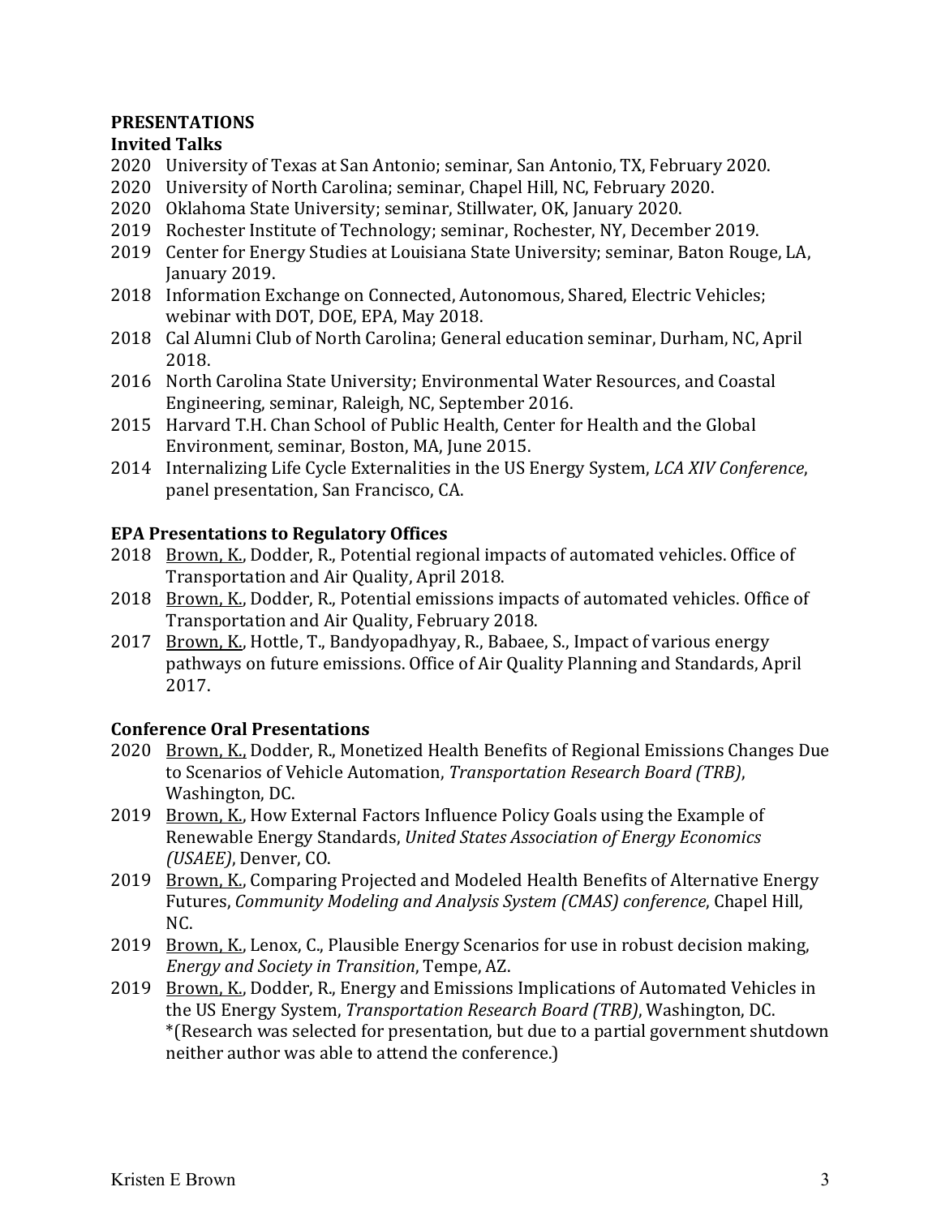## PRESENTATIONS

### Invited Talks

- 2020 University of Texas at San Antonio; seminar, San Antonio, TX, February 2020.
- 2020 University of North Carolina; seminar, Chapel Hill, NC, February 2020.
- 2020 Oklahoma State University; seminar, Stillwater, OK, January 2020.
- 2019 Rochester Institute of Technology; seminar, Rochester, NY, December 2019.
- 2019 Center for Energy Studies at Louisiana State University; seminar, Baton Rouge, LA, January 2019.
- 2018 Information Exchange on Connected, Autonomous, Shared, Electric Vehicles; webinar with DOT, DOE, EPA, May 2018.
- 2018 Cal Alumni Club of North Carolina; General education seminar, Durham, NC, April 2018.
- 2016 North Carolina State University; Environmental Water Resources, and Coastal Engineering, seminar, Raleigh, NC, September 2016.
- 2015 Harvard T.H. Chan School of Public Health, Center for Health and the Global Environment, seminar, Boston, MA, June 2015.
- 2014 Internalizing Life Cycle Externalities in the US Energy System, *LCA XIV Conference*, panel presentation, San Francisco, CA.

### EPA Presentations to Regulatory Offices

- 2018 <u>Brown, K.</u>, Dodder, R., Potential regional impacts of automated vehicles. Office of Transportation and Air Quality, April 2018.
- 2018 <u>Brown, K.</u>, Dodder, R., Potential emissions impacts of automated vehicles. Office of Transportation and Air Quality, February 2018.
- 2017 <u>Brown, K.</u>, Hottle, T., Bandyopadhyay, R., Babaee, S., Impact of various energy pathways on future emissions. Office of Air Quality Planning and Standards, April 2017.

### Conference Oral Presentations

- 2020 <u>Brown, K.</u>, Dodder, R., Monetized Health Benefits of Regional Emissions Changes Due to Scenarios of Vehicle Automation, *Transportation Research Board (TRB)*, Washington, DC.
- 2019 <u>Brown, K.</u>, How External Factors Influence Policy Goals using the Example of Renewable Energy Standards, *United States Association of Energy Economics (USAEE)*, Denver, CO.
- 2019 <u>Brown, K.</u>, Comparing Projected and Modeled Health Benefits of Alternative Energy Futures, *Community Modeling and Analysis System (CMAS) conference*, Chapel Hill, NC.
- 2019 <u>Brown, K.</u>, Lenox, C., Plausible Energy Scenarios for use in robust decision making, *Energy and Society in Transition*, Tempe, AZ.
- 2019 <u>Brown, K.</u>, Dodder, R., Energy and Emissions Implications of Automated Vehicles in the US Energy System, *Transportation Research Board (TRB)*, Washington, DC. *(Research was selected for presentation, but due to a partial government shutdown neither author was able to attend the conference.)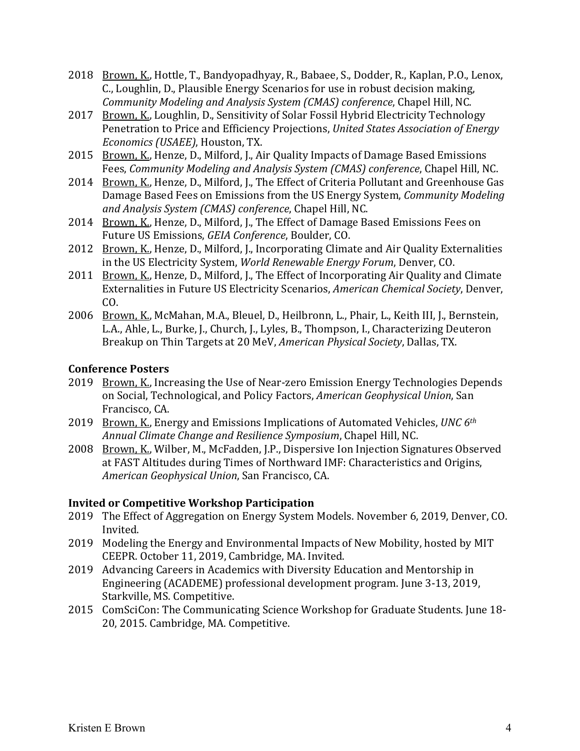2018 Brown, K., Hottle, T., Bandyopadhyay, R., Babaee, S., Dodder, R., Kaplan, P.O., Lenox, C., Loughlin, D., Plausible Energy Scenarios for use in robust decision making, *Community Modeling and Analysis System (CMAS) conference*, Chapel Hill, NC.

2017 Brown, K., Loughlin, D., Sensitivity of Solar Fossil Hybrid Electricity Technology Penetration to Price and Efficiency Projections, *United States Association of Energy Economics (USAEE)*, Houston, TX.

2015 Brown, K., Henze, D., Milford, J., Air Quality Impacts of Damage Based Emissions Fees, *Community Modeling and Analysis System (CMAS) conference*, Chapel Hill, NC.

2014 Brown, K., Henze, D., Milford, J., The Effect of Criteria Pollutant and Greenhouse Gas Damage Based Fees on Emissions from the US Energy System, *Community Modeling and Analysis System (CMAS) conference*, Chapel Hill, NC.

2014 Brown, K., Henze, D., Milford, J., The Effect of Damage Based Emissions Fees on Future US Emissions, *GEIA Conference*, Boulder, CO.

2012 Brown, K., Henze, D., Milford, J., Incorporating Climate and Air Quality Externalities in the US Electricity System, *World Renewable Energy Forum*, Denver, CO.

2011 Brown, K., Henze, D., Milford, J., The Effect of Incorporating Air Quality and Climate Externalities in Future US Electricity Scenarios, *American Chemical Society*, Denver, CO.

2006 Brown, K., McMahan, M.A., Bleuel, D., Heilbronn, L., Phair, L., Keith III, J., Bernstein, L.A., Ahle, L., Burke, J., Church, J., Lyles, B., Thompson, I., Characterizing Deuteron Breakup on Thin Targets at 20 MeV, *American Physical Society*, Dallas, TX.

### Conference Posters

2019 Brown, K., Increasing the Use of Near-zero Emission Energy Technologies Depends on Social, Technological, and Policy Factors, *American Geophysical Union*, San Francisco, CA.

2019 Brown, K., Energy and Emissions Implications of Automated Vehicles, *UNC 6th Annual Climate Change and Resilience Symposium*, Chapel Hill, NC.

2008 Brown, K., Wilber, M., McFadden, J.P., Dispersive Ion Injection Signatures Observed at FAST Altitudes during Times of Northward IMF: Characteristics and Origins, *American Geophysical Union*, San Francisco, CA.

### Invited or Competitive Workshop Participation

2019 The Effect of Aggregation on Energy System Models. November 6, 2019, Denver, CO. Invited.

2019 Modeling the Energy and Environmental Impacts of New Mobility, hosted by MIT CEEPR. October 11, 2019, Cambridge, MA. Invited.

2019 Advancing Careers in Academics with Diversity Education and Mentorship in Engineering (ACADEME) professional development program. June 3-13, 2019, Starkville, MS. Competitive.

2015 ComSciCon: The Communicating Science Workshop for Graduate Students. June 18-20, 2015. Cambridge, MA. Competitive.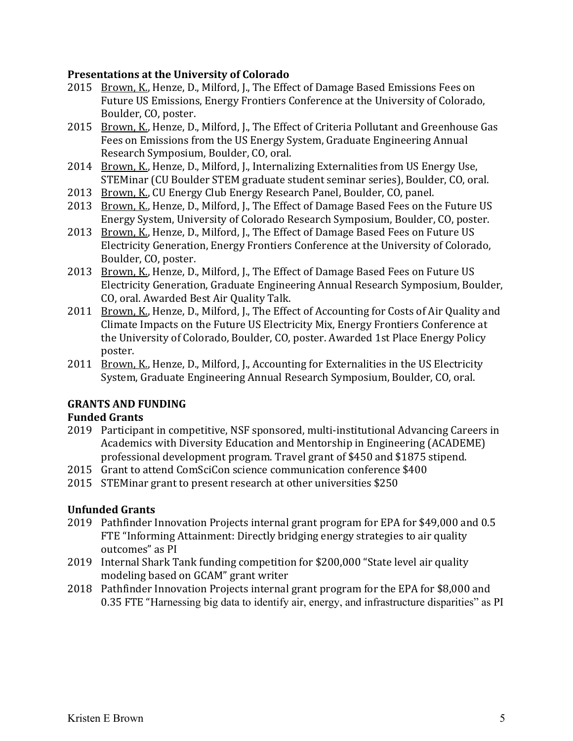**Presentations at the University of Colorado**

2015 Brown, K., Henze, D., Milford, J., The Effect of Damage Based Emissions Fees on Future US Emissions, Energy Frontiers Conference at the University of Colorado, Boulder, CO, poster.

2015 Brown, K., Henze, D., Milford, J., The Effect of Criteria Pollutant and Greenhouse Gas Fees on Emissions from the US Energy System, Graduate Engineering Annual Research Symposium, Boulder, CO, oral.

2014 Brown, K., Henze, D., Milford, J., Internalizing Externalities from US Energy Use, STEMinar (CU Boulder STEM graduate student seminar series), Boulder, CO, oral.

2013 Brown, K., CU Energy Club Energy Research Panel, Boulder, CO, panel.

2013 Brown, K., Henze, D., Milford, J., The Effect of Damage Based Fees on the Future US Energy System, University of Colorado Research Symposium, Boulder, CO, poster.

2013 Brown, K., Henze, D., Milford, J., The Effect of Damage Based Fees on Future US Electricity Generation, Energy Frontiers Conference at the University of Colorado, Boulder, CO, poster.

2013 Brown, K., Henze, D., Milford, J., The Effect of Damage Based Fees on Future US Electricity Generation, Graduate Engineering Annual Research Symposium, Boulder, CO, oral. Awarded Best Air Quality Talk.

2011 Brown, K., Henze, D., Milford, J., The Effect of Accounting for Costs of Air Quality and Climate Impacts on the Future US Electricity Mix, Energy Frontiers Conference at the University of Colorado, Boulder, CO, poster. Awarded 1st Place Energy Policy poster.

2011 Brown, K., Henze, D., Milford, J., Accounting for Externalities in the US Electricity System, Graduate Engineering Annual Research Symposium, Boulder, CO, oral.

## GRANTS AND FUNDING

**Funded Grants**

2019 Participant in competitive, NSF sponsored, multi-institutional Advancing Careers in Academics with Diversity Education and Mentorship in Engineering (ACADEME) professional development program. Travel grant of $450 and $1875 stipend.

2015 Grant to attend ComSciCon science communication conference $400

2015 STEMinar grant to present research at other universities $250

**Unfunded Grants**

2019 Pathfinder Innovation Projects internal grant program for EPA for $49,000 and 0.5 FTE "Informing Attainment: Directly bridging energy strategies to air quality outcomes" as PI

2019 Internal Shark Tank funding competition for $200,000 "State level air quality modeling based on GCAM" grant writer

2018 Pathfinder Innovation Projects internal grant program for the EPA for $8,000 and 0.35 FTE "Harnessing big data to identify air, energy, and infrastructure disparities" as PI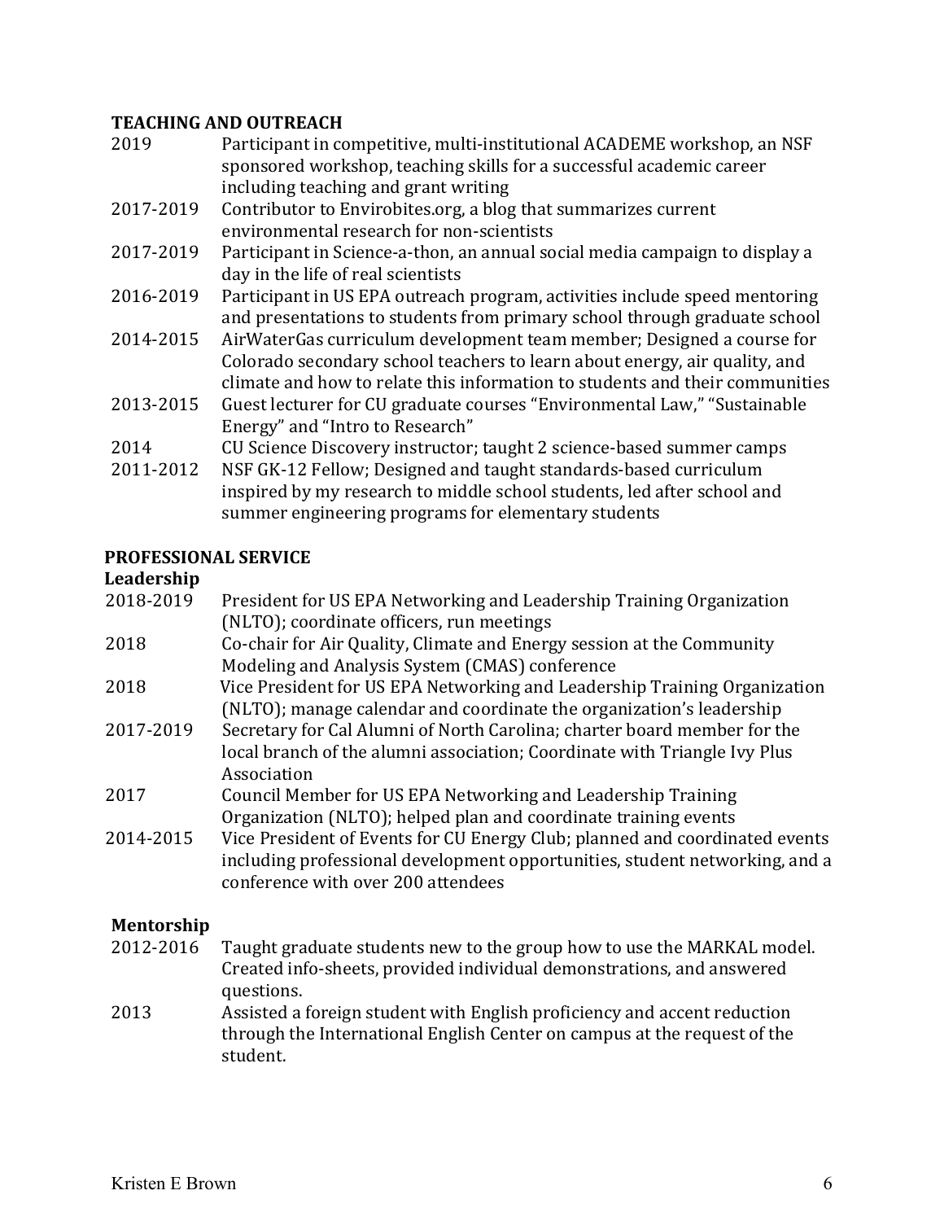## TEACHING AND OUTREACH

| | |
|---|---|
| 2019 | Participant in competitive, multi-institutional ACADEME workshop, an NSF sponsored workshop, teaching skills for a successful academic career including teaching and grant writing |
| 2017-2019 | Contributor to Envirobites.org, a blog that summarizes current environmental research for non-scientists |
| 2017-2019 | Participant in Science-a-thon, an annual social media campaign to display a day in the life of real scientists |
| 2016-2019 | Participant in US EPA outreach program, activities include speed mentoring and presentations to students from primary school through graduate school |
| 2014-2015 | AirWaterGas curriculum development team member; Designed a course for Colorado secondary school teachers to learn about energy, air quality, and climate and how to relate this information to students and their communities |
| 2013-2015 | Guest lecturer for CU graduate courses "Environmental Law," "Sustainable Energy" and "Intro to Research" |
| 2014 | CU Science Discovery instructor; taught 2 science-based summer camps |
| 2011-2012 | NSF GK-12 Fellow; Designed and taught standards-based curriculum inspired by my research to middle school students, led after school and summer engineering programs for elementary students |

## PROFESSIONAL SERVICE

### Leadership

| | |
|---|---|
| 2018-2019 | President for US EPA Networking and Leadership Training Organization (NLTO); coordinate officers, run meetings |
| 2018 | Co-chair for Air Quality, Climate and Energy session at the Community Modeling and Analysis System (CMAS) conference |
| 2018 | Vice President for US EPA Networking and Leadership Training Organization (NLTO); manage calendar and coordinate the organization's leadership |
| 2017-2019 | Secretary for Cal Alumni of North Carolina; charter board member for the local branch of the alumni association; Coordinate with Triangle Ivy Plus Association |
| 2017 | Council Member for US EPA Networking and Leadership Training Organization (NLTO); helped plan and coordinate training events |
| 2014-2015 | Vice President of Events for CU Energy Club; planned and coordinated events including professional development opportunities, student networking, and a conference with over 200 attendees |

### Mentorship

| | |
|---|---|
| 2012-2016 | Taught graduate students new to the group how to use the MARKAL model. Created info-sheets, provided individual demonstrations, and answered questions. |
| 2013 | Assisted a foreign student with English proficiency and accent reduction through the International English Center on campus at the request of the student. |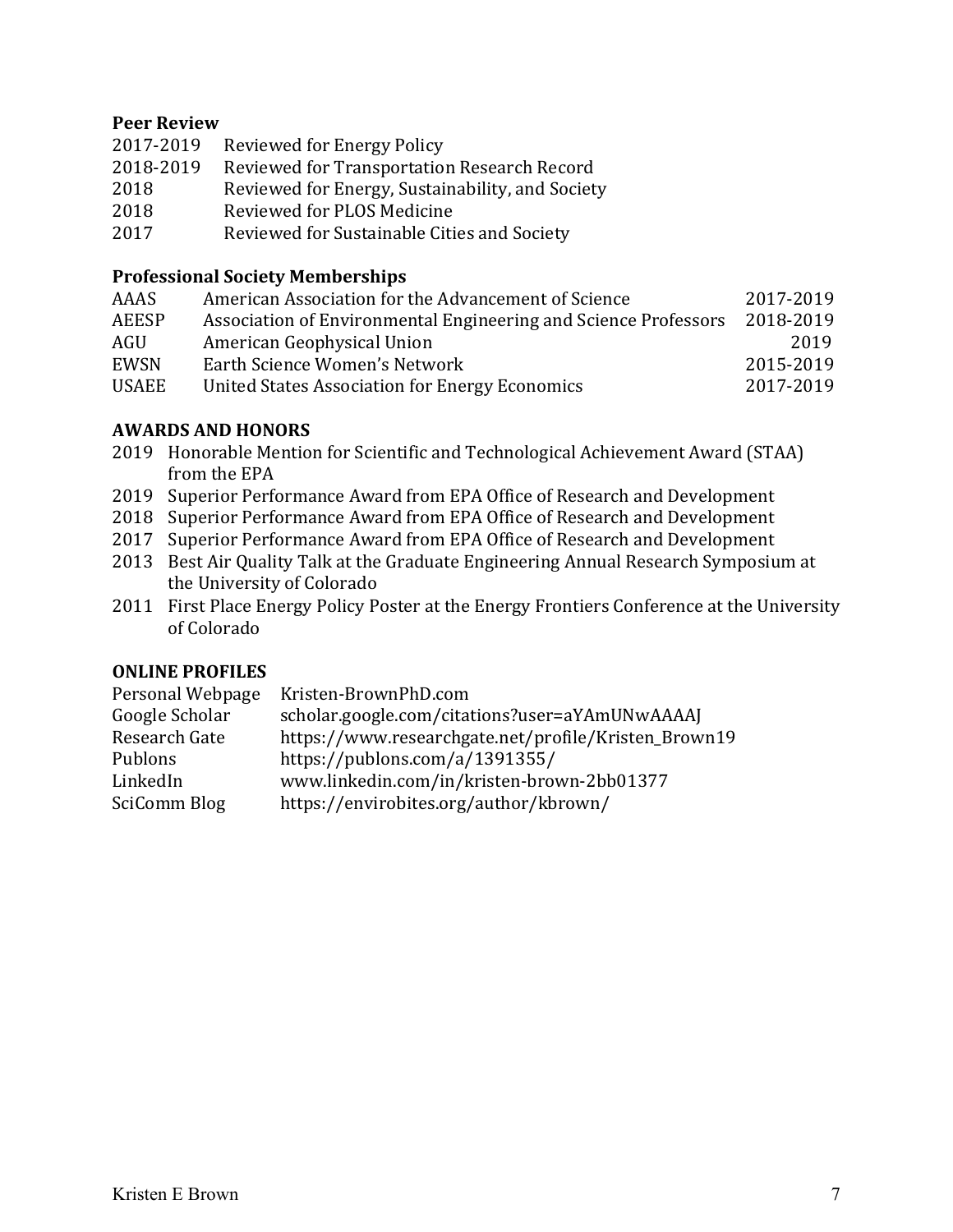### Peer Review

| | |
|---|---|
| 2017-2019 | Reviewed for Energy Policy |
| 2018-2019 | Reviewed for Transportation Research Record |
| 2018 | Reviewed for Energy, Sustainability, and Society |
| 2018 | Reviewed for PLOS Medicine |
| 2017 | Reviewed for Sustainable Cities and Society |

### Professional Society Memberships

| | | |
|---|---|---|
| AAAS | American Association for the Advancement of Science | 2017-2019 |
| AEESP | Association of Environmental Engineering and Science Professors | 2018-2019 |
| AGU | American Geophysical Union | 2019 |
| EWSN | Earth Science Women's Network | 2015-2019 |
| USAEE | United States Association for Energy Economics | 2017-2019 |

## AWARDS AND HONORS

- 2019 Honorable Mention for Scientific and Technological Achievement Award (STAA) from the EPA
- 2019 Superior Performance Award from EPA Office of Research and Development
- 2018 Superior Performance Award from EPA Office of Research and Development
- 2017 Superior Performance Award from EPA Office of Research and Development
- 2013 Best Air Quality Talk at the Graduate Engineering Annual Research Symposium at the University of Colorado
- 2011 First Place Energy Policy Poster at the Energy Frontiers Conference at the University of Colorado

## ONLINE PROFILES

| | |
|---|---|
| Personal Webpage | Kristen-BrownPhD.com |
| Google Scholar | scholar.google.com/citations?user=aYAmUNwAAAAJ |
| Research Gate | https://www.researchgate.net/profile/Kristen_Brown19 |
| Publons | https://publons.com/a/1391355/ |
| LinkedIn | www.linkedin.com/in/kristen-brown-2bb01377 |
| SciComm Blog | https://envirobites.org/author/kbrown/ |